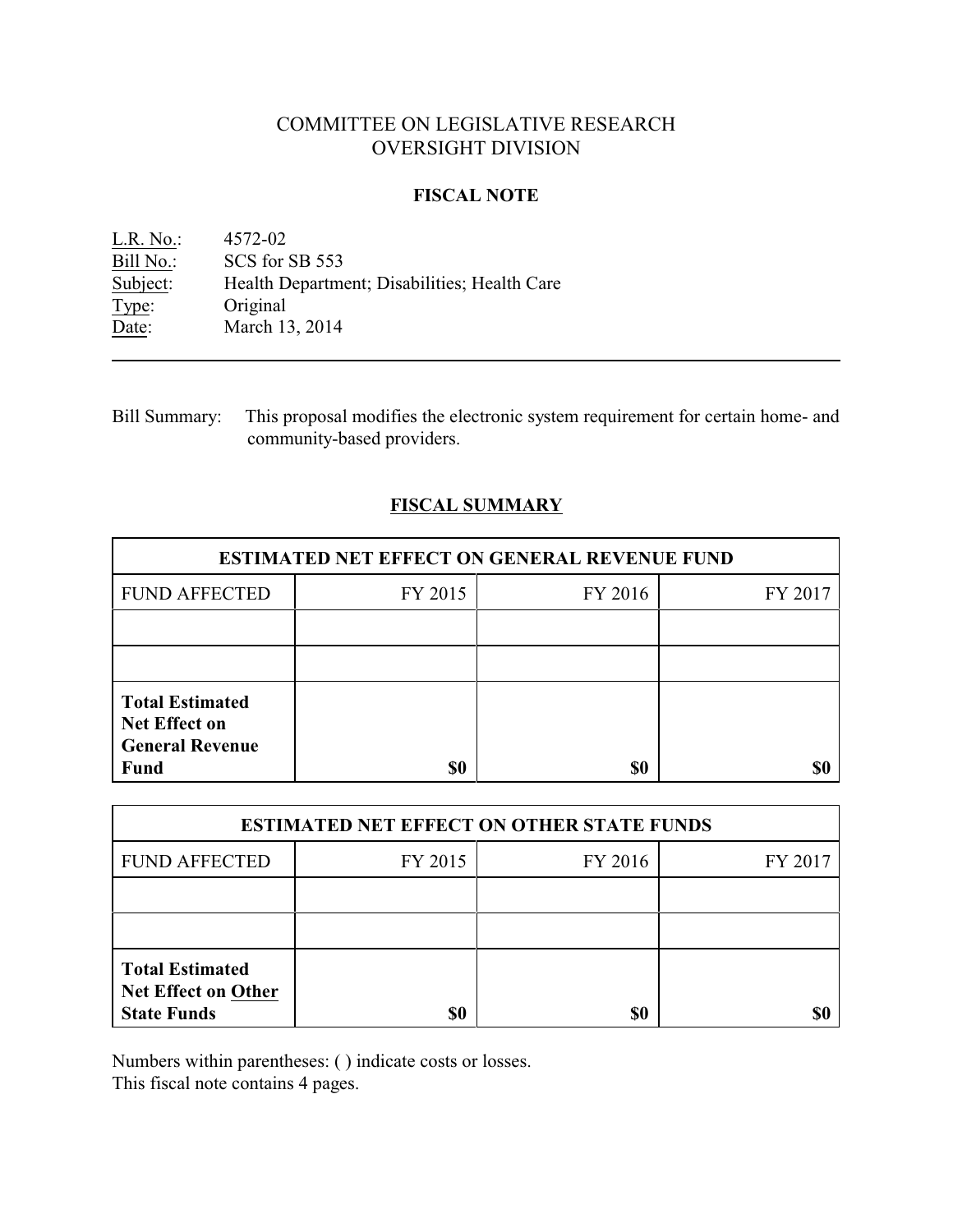# COMMITTEE ON LEGISLATIVE RESEARCH
## OVERSIGHT DIVISION

### FISCAL NOTE

L.R. No.: 4572-02
Bill No.: SCS for SB 553
Subject: Health Department; Disabilities; Health Care
Type: Original
Date: March 13, 2014

---

Bill Summary: This proposal modifies the electronic system requirement for certain home- and community-based providers.

### FISCAL SUMMARY

| ESTIMATED NET EFFECT ON GENERAL REVENUE FUND | | | |
|---|---|---|---|
| FUND AFFECTED | FY 2015 | FY 2016 | FY 2017 |
| | | | |
| | | | |
| **Total Estimated Net Effect on General Revenue Fund** | **$0** | **$0** | **$0** |

| ESTIMATED NET EFFECT ON OTHER STATE FUNDS | | | |
|---|---|---|---|
| FUND AFFECTED | FY 2015 | FY 2016 | FY 2017 |
| | | | |
| | | | |
| **Total Estimated Net Effect on Other State Funds** | **$0** | **$0** | **$0** |

Numbers within parentheses: ( ) indicate costs or losses.
This fiscal note contains 4 pages.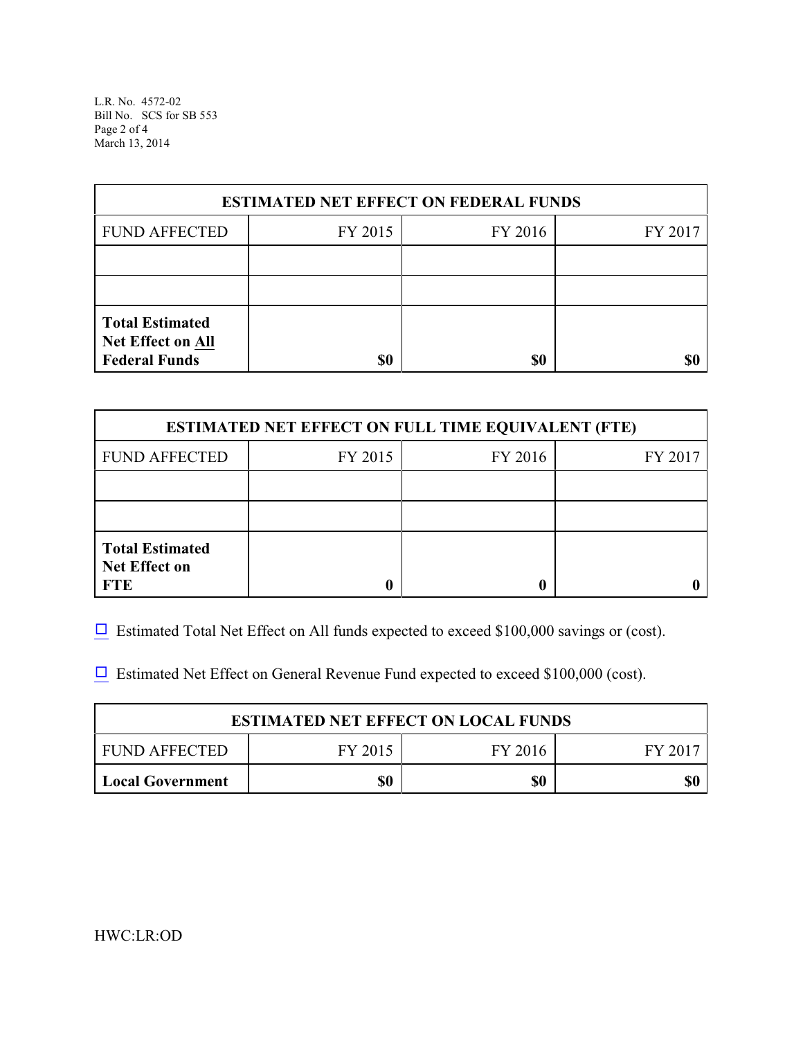| ESTIMATED NET EFFECT ON FEDERAL FUNDS | | | |
|---|---|---|---|
| FUND AFFECTED | FY 2015 | FY 2016 | FY 2017 |
| | | | |
| | | | |
| **Total Estimated Net Effect on All Federal Funds** | **$0** | **$0** | **$0** |

| ESTIMATED NET EFFECT ON FULL TIME EQUIVALENT (FTE) | | | |
|---|---|---|---|
| FUND AFFECTED | FY 2015 | FY 2016 | FY 2017 |
| | | | |
| | | | |
| **Total Estimated Net Effect on FTE** | **0** | **0** | **0** |

☐ Estimated Total Net Effect on All funds expected to exceed $100,000 savings or (cost).

☐ Estimated Net Effect on General Revenue Fund expected to exceed $100,000 (cost).

| ESTIMATED NET EFFECT ON LOCAL FUNDS | | | |
|---|---|---|---|
| FUND AFFECTED | FY 2015 | FY 2016 | FY 2017 |
| **Local Government** | **$0** | **$0** | **$0** |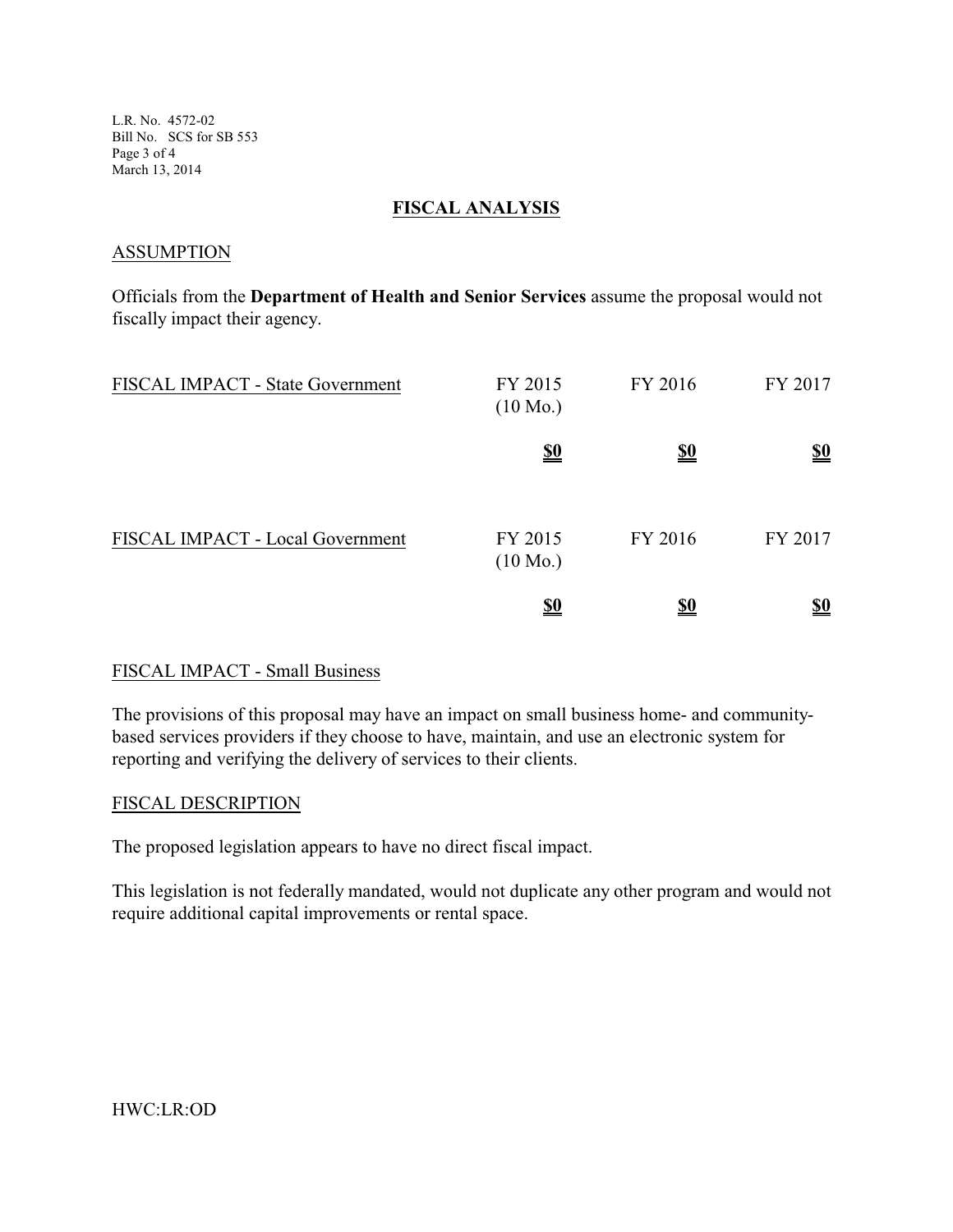## FISCAL ANALYSIS

### ASSUMPTION

Officials from the **Department of Health and Senior Services** assume the proposal would not fiscally impact their agency.

| FISCAL IMPACT - State Government | FY 2015 (10 Mo.) | FY 2016 | FY 2017 |
|---|---|---|---|
| | **$0** | **$0** | **$0** |

| FISCAL IMPACT - Local Government | FY 2015 (10 Mo.) | FY 2016 | FY 2017 |
|---|---|---|---|
| | **$0** | **$0** | **$0** |

### FISCAL IMPACT - Small Business

The provisions of this proposal may have an impact on small business home- and community-based services providers if they choose to have, maintain, and use an electronic system for reporting and verifying the delivery of services to their clients.

### FISCAL DESCRIPTION

The proposed legislation appears to have no direct fiscal impact.

This legislation is not federally mandated, would not duplicate any other program and would not require additional capital improvements or rental space.

HWC:LR:OD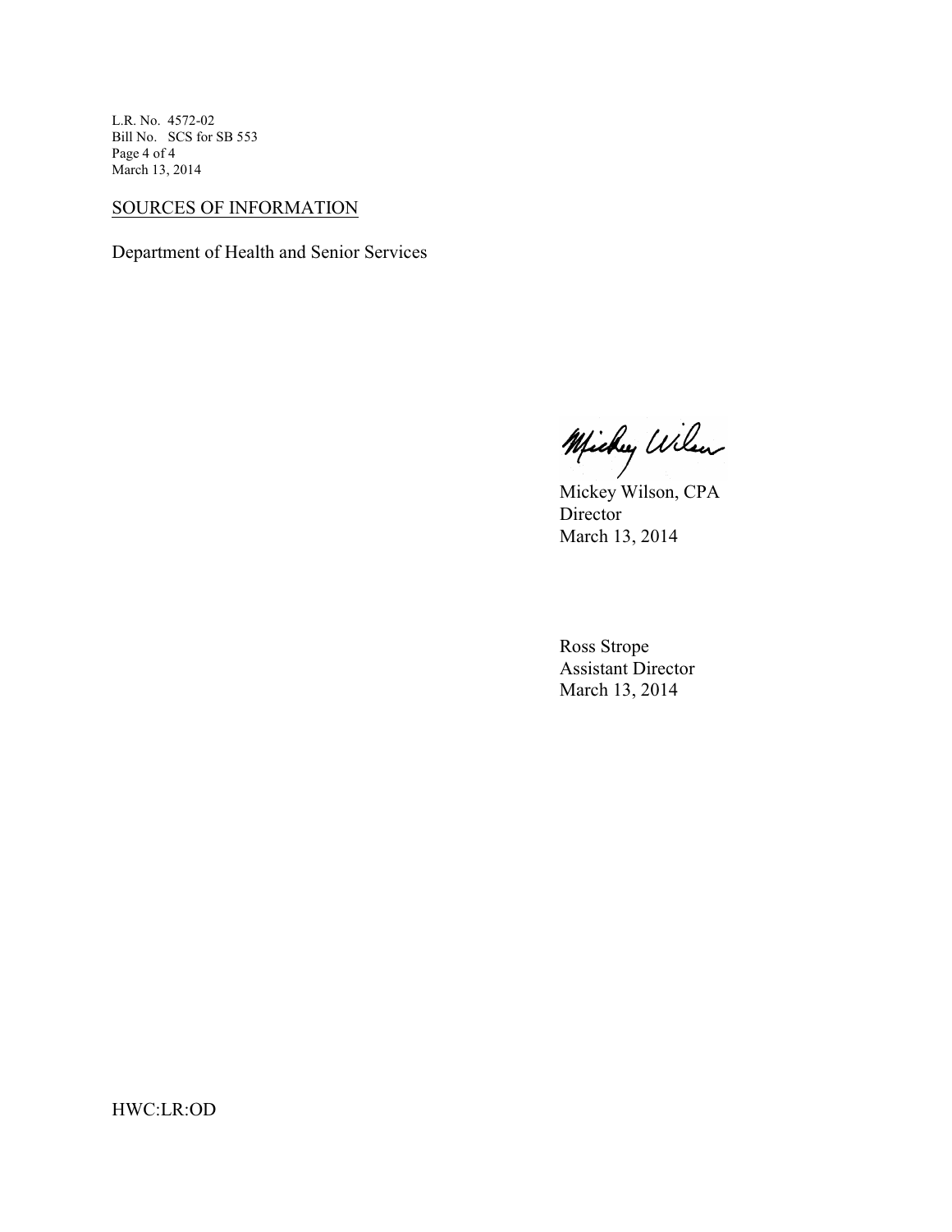## SOURCES OF INFORMATION

Department of Health and Senior Services

Mickey Wilson, CPA
Director
March 13, 2014

Ross Strope
Assistant Director
March 13, 2014

HWC:LR:OD